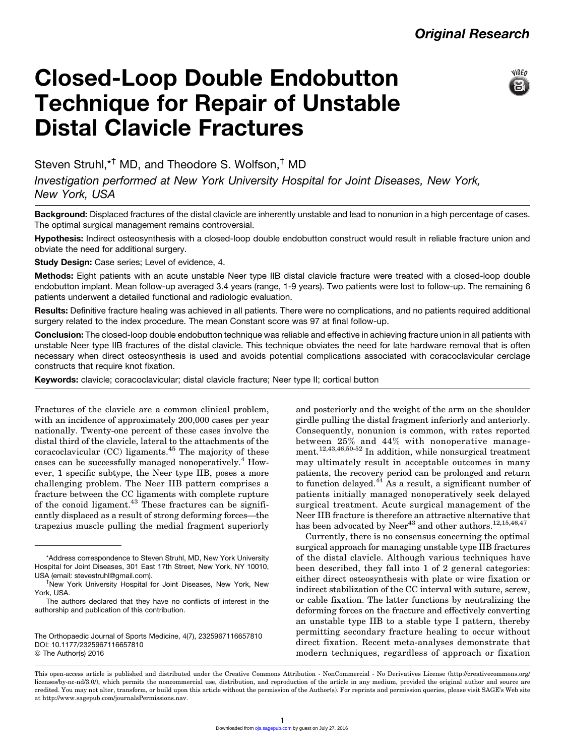Original Research

# Closed-Loop Double Endobutton Technique for Repair of Unstable Distal Clavicle Fractures

Steven Struhl,*† MD, and Theodore S. Wolfson,† MD

*Investigation performed at New York University Hospital for Joint Diseases, New York, New York, USA*

**Background:** Displaced fractures of the distal clavicle are inherently unstable and lead to nonunion in a high percentage of cases. The optimal surgical management remains controversial.

**Hypothesis:** Indirect osteosynthesis with a closed-loop double endobutton construct would result in reliable fracture union and obviate the need for additional surgery.

**Study Design:** Case series; Level of evidence, 4.

**Methods:** Eight patients with an acute unstable Neer type IIB distal clavicle fracture were treated with a closed-loop double endobutton implant. Mean follow-up averaged 3.4 years (range, 1-9 years). Two patients were lost to follow-up. The remaining 6 patients underwent a detailed functional and radiologic evaluation.

**Results:** Definitive fracture healing was achieved in all patients. There were no complications, and no patients required additional surgery related to the index procedure. The mean Constant score was 97 at final follow-up.

**Conclusion:** The closed-loop double endobutton technique was reliable and effective in achieving fracture union in all patients with unstable Neer type IIB fractures of the distal clavicle. This technique obviates the need for late hardware removal that is often necessary when direct osteosynthesis is used and avoids potential complications associated with coracoclavicular cerclage constructs that require knot fixation.

**Keywords:** clavicle; coracoclavicular; distal clavicle fracture; Neer type II; cortical button

Fractures of the clavicle are a common clinical problem, with an incidence of approximately 200,000 cases per year nationally. Twenty-one percent of these cases involve the distal third of the clavicle, lateral to the attachments of the coracoclavicular (CC) ligaments.[45] The majority of these cases can be successfully managed nonoperatively.[4] However, 1 specific subtype, the Neer type IIB, poses a more challenging problem. The Neer IIB pattern comprises a fracture between the CC ligaments with complete rupture of the conoid ligament.[43] These fractures can be significantly displaced as a result of strong deforming forces—the trapezius muscle pulling the medial fragment superiorly and posteriorly and the weight of the arm on the shoulder girdle pulling the distal fragment inferiorly and anteriorly. Consequently, nonunion is common, with rates reported between 25% and 44% with nonoperative management.[12,43,46,50-52] In addition, while nonsurgical treatment may ultimately result in acceptable outcomes in many patients, the recovery period can be prolonged and return to function delayed.[44] As a result, a significant number of patients initially managed nonoperatively seek delayed surgical treatment. Acute surgical management of the Neer IIB fracture is therefore an attractive alternative that has been advocated by Neer[43] and other authors.[12,15,46,47]

Currently, there is no consensus concerning the optimal surgical approach for managing unstable type IIB fractures of the distal clavicle. Although various techniques have been described, they fall into 1 of 2 general categories: either direct osteosynthesis with plate or wire fixation or indirect stabilization of the CC interval with suture, screw, or cable fixation. The latter functions by neutralizing the deforming forces on the fracture and effectively converting an unstable type IIB to a stable type I pattern, thereby permitting secondary fracture healing to occur without direct fixation. Recent meta-analyses demonstrate that modern techniques, regardless of approach or fixation

*Address correspondence to Steven Struhl, MD, New York University Hospital for Joint Diseases, 301 East 17th Street, New York, NY 10010, USA (email: stevestruhl@gmail.com).

†New York University Hospital for Joint Diseases, New York, New York, USA.

The authors declared that they have no conflicts of interest in the authorship and publication of this contribution.

The Orthopaedic Journal of Sports Medicine, 4(7), 2325967116657810
DOI: 10.1177/2325967116657810
© The Author(s) 2016

This open-access article is published and distributed under the Creative Commons Attribution - NonCommercial - No Derivatives License (http://creativecommons.org/licenses/by-nc-nd/3.0/), which permits the noncommercial use, distribution, and reproduction of the article in any medium, provided the original author and source are credited. You may not alter, transform, or build upon this article without the permission of the Author(s). For reprints and permission queries, please visit SAGE's Web site at http://www.sagepub.com/journalsPermissions.nav.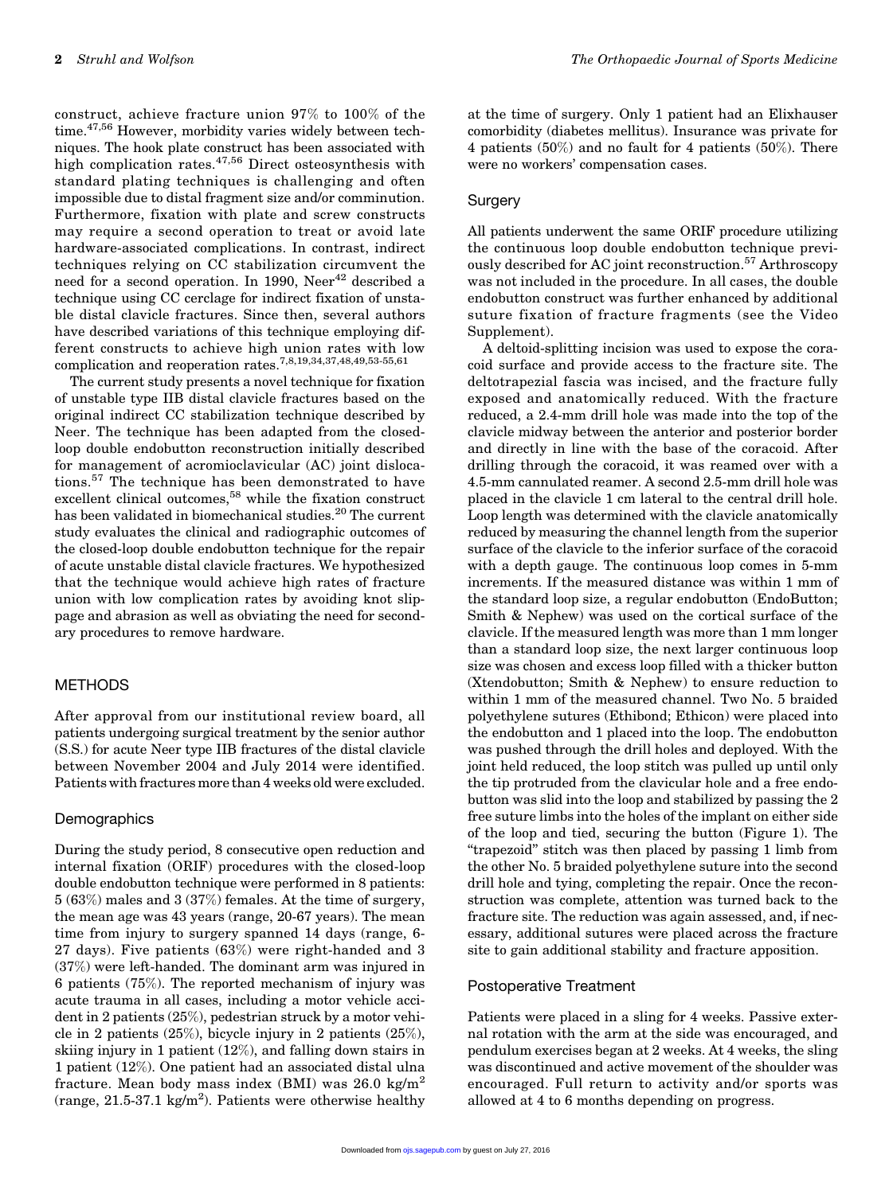construct, achieve fracture union 97% to 100% of the time.[47,56] However, morbidity varies widely between techniques. The hook plate construct has been associated with high complication rates.[47,56] Direct osteosynthesis with standard plating techniques is challenging and often impossible due to distal fragment size and/or comminution. Furthermore, fixation with plate and screw constructs may require a second operation to treat or avoid late hardware-associated complications. In contrast, indirect techniques relying on CC stabilization circumvent the need for a second operation. In 1990, Neer[42] described a technique using CC cerclage for indirect fixation of unstable distal clavicle fractures. Since then, several authors have described variations of this technique employing different constructs to achieve high union rates with low complication and reoperation rates.[7,8,19,34,37,48,49,53-55,61]

The current study presents a novel technique for fixation of unstable type IIB distal clavicle fractures based on the original indirect CC stabilization technique described by Neer. The technique has been adapted from the closed-loop double endobutton reconstruction initially described for management of acromioclavicular (AC) joint dislocations.[57] The technique has been demonstrated to have excellent clinical outcomes,[58] while the fixation construct has been validated in biomechanical studies.[20] The current study evaluates the clinical and radiographic outcomes of the closed-loop double endobutton technique for the repair of acute unstable distal clavicle fractures. We hypothesized that the technique would achieve high rates of fracture union with low complication rates by avoiding knot slippage and abrasion as well as obviating the need for secondary procedures to remove hardware.

## METHODS

After approval from our institutional review board, all patients undergoing surgical treatment by the senior author (S.S.) for acute Neer type IIB fractures of the distal clavicle between November 2004 and July 2014 were identified. Patients with fractures more than 4 weeks old were excluded.

### Demographics

During the study period, 8 consecutive open reduction and internal fixation (ORIF) procedures with the closed-loop double endobutton technique were performed in 8 patients: 5 (63%) males and 3 (37%) females. At the time of surgery, the mean age was 43 years (range, 20-67 years). The mean time from injury to surgery spanned 14 days (range, 6-27 days). Five patients (63%) were right-handed and 3 (37%) were left-handed. The dominant arm was injured in 6 patients (75%). The reported mechanism of injury was acute trauma in all cases, including a motor vehicle accident in 2 patients (25%), pedestrian struck by a motor vehicle in 2 patients (25%), bicycle injury in 2 patients (25%), skiing injury in 1 patient (12%), and falling down stairs in 1 patient (12%). One patient had an associated distal ulna fracture. Mean body mass index (BMI) was 26.0 kg/m$^2$ (range, 21.5-37.1 kg/m$^2$). Patients were otherwise healthy at the time of surgery. Only 1 patient had an Elixhauser comorbidity (diabetes mellitus). Insurance was private for 4 patients (50%) and no fault for 4 patients (50%). There were no workers' compensation cases.

### Surgery

All patients underwent the same ORIF procedure utilizing the continuous loop double endobutton technique previously described for AC joint reconstruction.[57] Arthroscopy was not included in the procedure. In all cases, the double endobutton construct was further enhanced by additional suture fixation of fracture fragments (see the Video Supplement).

A deltoid-splitting incision was used to expose the coracoid surface and provide access to the fracture site. The deltotrapezial fascia was incised, and the fracture fully exposed and anatomically reduced. With the fracture reduced, a 2.4-mm drill hole was made into the top of the clavicle midway between the anterior and posterior border and directly in line with the base of the coracoid. After drilling through the coracoid, it was reamed over with a 4.5-mm cannulated reamer. A second 2.5-mm drill hole was placed in the clavicle 1 cm lateral to the central drill hole. Loop length was determined with the clavicle anatomically reduced by measuring the channel length from the superior surface of the clavicle to the inferior surface of the coracoid with a depth gauge. The continuous loop comes in 5-mm increments. If the measured distance was within 1 mm of the standard loop size, a regular endobutton (EndoButton; Smith & Nephew) was used on the cortical surface of the clavicle. If the measured length was more than 1 mm longer than a standard loop size, the next larger continuous loop size was chosen and excess loop filled with a thicker button (Xtendobutton; Smith & Nephew) to ensure reduction to within 1 mm of the measured channel. Two No. 5 braided polyethylene sutures (Ethibond; Ethicon) were placed into the endobutton and 1 placed into the loop. The endobutton was pushed through the drill holes and deployed. With the joint held reduced, the loop stitch was pulled up until only the tip protruded from the clavicular hole and a free endobutton was slid into the loop and stabilized by passing the 2 free suture limbs into the holes of the implant on either side of the loop and tied, securing the button (Figure 1). The "trapezoid" stitch was then placed by passing 1 limb from the other No. 5 braided polyethylene suture into the second drill hole and tying, completing the repair. Once the reconstruction was complete, attention was turned back to the fracture site. The reduction was again assessed, and, if necessary, additional sutures were placed across the fracture site to gain additional stability and fracture apposition.

### Postoperative Treatment

Patients were placed in a sling for 4 weeks. Passive external rotation with the arm at the side was encouraged, and pendulum exercises began at 2 weeks. At 4 weeks, the sling was discontinued and active movement of the shoulder was encouraged. Full return to activity and/or sports was allowed at 4 to 6 months depending on progress.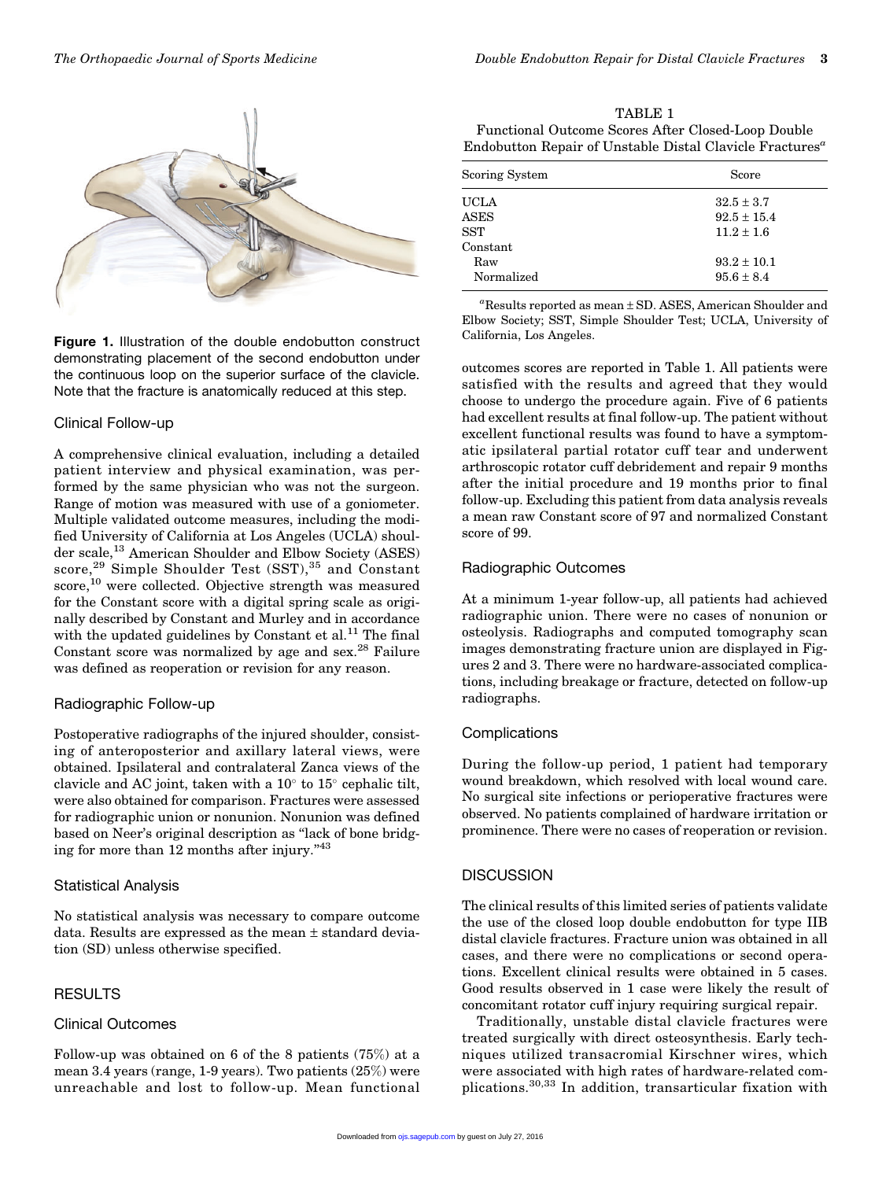Figure 1. Illustration of the double endobutton construct demonstrating placement of the second endobutton under the continuous loop on the superior surface of the clavicle. Note that the fracture is anatomically reduced at this step.

### Clinical Follow-up

A comprehensive clinical evaluation, including a detailed patient interview and physical examination, was performed by the same physician who was not the surgeon. Range of motion was measured with use of a goniometer. Multiple validated outcome measures, including the modified University of California at Los Angeles (UCLA) shoulder scale,[13] American Shoulder and Elbow Society (ASES) score,[29] Simple Shoulder Test (SST),[35] and Constant score,[10] were collected. Objective strength was measured for the Constant score with a digital spring scale as originally described by Constant and Murley and in accordance with the updated guidelines by Constant et al.[11] The final Constant score was normalized by age and sex.[28] Failure was defined as reoperation or revision for any reason.

### Radiographic Follow-up

Postoperative radiographs of the injured shoulder, consisting of anteroposterior and axillary lateral views, were obtained. Ipsilateral and contralateral Zanca views of the clavicle and AC joint, taken with a 10° to 15° cephalic tilt, were also obtained for comparison. Fractures were assessed for radiographic union or nonunion. Nonunion was defined based on Neer's original description as "lack of bone bridging for more than 12 months after injury."[43]

### Statistical Analysis

No statistical analysis was necessary to compare outcome data. Results are expressed as the mean ± standard deviation (SD) unless otherwise specified.

## RESULTS

### Clinical Outcomes

Follow-up was obtained on 6 of the 8 patients (75%) at a mean 3.4 years (range, 1-9 years). Two patients (25%) were unreachable and lost to follow-up. Mean functional outcomes scores are reported in Table 1. All patients were satisfied with the results and agreed that they would choose to undergo the procedure again. Five of 6 patients had excellent results at final follow-up. The patient without excellent functional results was found to have a symptomatic ipsilateral partial rotator cuff tear and underwent arthroscopic rotator cuff debridement and repair 9 months after the initial procedure and 19 months prior to final follow-up. Excluding this patient from data analysis reveals a mean raw Constant score of 97 and normalized Constant score of 99.

TABLE 1
Functional Outcome Scores After Closed-Loop Double Endobutton Repair of Unstable Distal Clavicle Fractures[a]

| Scoring System | Score |
|---|---|
| UCLA | 32.5 ± 3.7 |
| ASES | 92.5 ± 15.4 |
| SST | 11.2 ± 1.6 |
| Constant | |
| Raw | 93.2 ± 10.1 |
| Normalized | 95.6 ± 8.4 |

[a]Results reported as mean ± SD. ASES, American Shoulder and Elbow Society; SST, Simple Shoulder Test; UCLA, University of California, Los Angeles.

### Radiographic Outcomes

At a minimum 1-year follow-up, all patients had achieved radiographic union. There were no cases of nonunion or osteolysis. Radiographs and computed tomography scan images demonstrating fracture union are displayed in Figures 2 and 3. There were no hardware-associated complications, including breakage or fracture, detected on follow-up radiographs.

### Complications

During the follow-up period, 1 patient had temporary wound breakdown, which resolved with local wound care. No surgical site infections or perioperative fractures were observed. No patients complained of hardware irritation or prominence. There were no cases of reoperation or revision.

## DISCUSSION

The clinical results of this limited series of patients validate the use of the closed loop double endobutton for type IIB distal clavicle fractures. Fracture union was obtained in all cases, and there were no complications or second operations. Excellent clinical results were obtained in 5 cases. Good results observed in 1 case were likely the result of concomitant rotator cuff injury requiring surgical repair.

Traditionally, unstable distal clavicle fractures were treated surgically with direct osteosynthesis. Early techniques utilized transacromial Kirschner wires, which were associated with high rates of hardware-related complications.[30,33] In addition, transarticular fixation with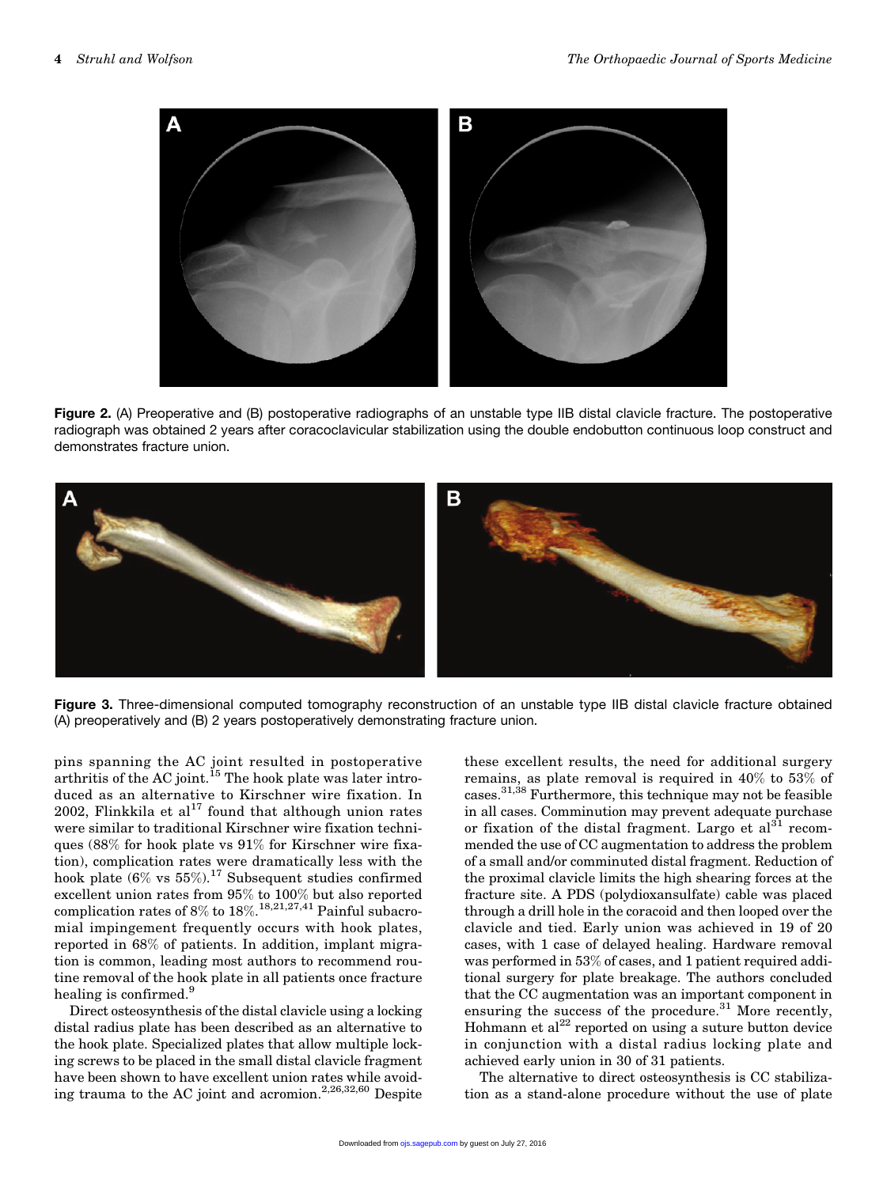Figure 2. (A) Preoperative and (B) postoperative radiographs of an unstable type IIB distal clavicle fracture. The postoperative radiograph was obtained 2 years after coracoclavicular stabilization using the double endobutton continuous loop construct and demonstrates fracture union.

Figure 3. Three-dimensional computed tomography reconstruction of an unstable type IIB distal clavicle fracture obtained (A) preoperatively and (B) 2 years postoperatively demonstrating fracture union.

pins spanning the AC joint resulted in postoperative arthritis of the AC joint.[15] The hook plate was later introduced as an alternative to Kirschner wire fixation. In 2002, Flinkkila et al[17] found that although union rates were similar to traditional Kirschner wire fixation techniques (88% for hook plate vs 91% for Kirschner wire fixation), complication rates were dramatically less with the hook plate (6% vs 55%).[17] Subsequent studies confirmed excellent union rates from 95% to 100% but also reported complication rates of 8% to 18%.[18,21,27,41] Painful subacromial impingement frequently occurs with hook plates, reported in 68% of patients. In addition, implant migration is common, leading most authors to recommend routine removal of the hook plate in all patients once fracture healing is confirmed.[9]

Direct osteosynthesis of the distal clavicle using a locking distal radius plate has been described as an alternative to the hook plate. Specialized plates that allow multiple locking screws to be placed in the small distal clavicle fragment have been shown to have excellent union rates while avoiding trauma to the AC joint and acromion.[2,26,32,60] Despite these excellent results, the need for additional surgery remains, as plate removal is required in 40% to 53% of cases.[31,38] Furthermore, this technique may not be feasible in all cases. Comminution may prevent adequate purchase or fixation of the distal fragment. Largo et al[31] recommended the use of CC augmentation to address the problem of a small and/or comminuted distal fragment. Reduction of the proximal clavicle limits the high shearing forces at the fracture site. A PDS (polydioxansulfate) cable was placed through a drill hole in the coracoid and then looped over the clavicle and tied. Early union was achieved in 19 of 20 cases, with 1 case of delayed healing. Hardware removal was performed in 53% of cases, and 1 patient required additional surgery for plate breakage. The authors concluded that the CC augmentation was an important component in ensuring the success of the procedure.[31] More recently, Hohmann et al[22] reported on using a suture button device in conjunction with a distal radius locking plate and achieved early union in 30 of 31 patients.

The alternative to direct osteosynthesis is CC stabilization as a stand-alone procedure without the use of plate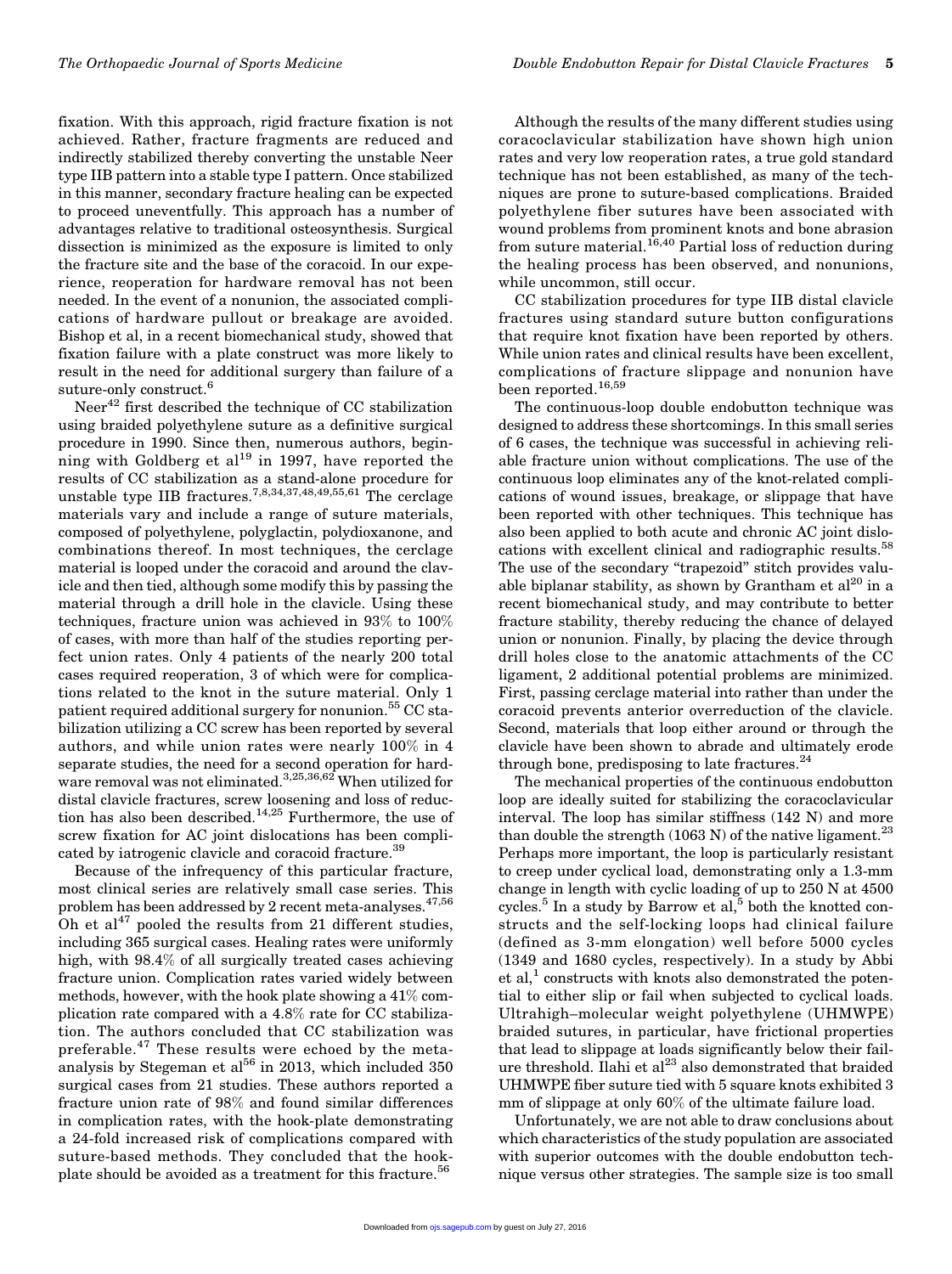fixation. With this approach, rigid fracture fixation is not achieved. Rather, fracture fragments are reduced and indirectly stabilized thereby converting the unstable Neer type IIB pattern into a stable type I pattern. Once stabilized in this manner, secondary fracture healing can be expected to proceed uneventfully. This approach has a number of advantages relative to traditional osteosynthesis. Surgical dissection is minimized as the exposure is limited to only the fracture site and the base of the coracoid. In our experience, reoperation for hardware removal has not been needed. In the event of a nonunion, the associated complications of hardware pullout or breakage are avoided. Bishop et al, in a recent biomechanical study, showed that fixation failure with a plate construct was more likely to result in the need for additional surgery than failure of a suture-only construct.[6]

Neer[42] first described the technique of CC stabilization using braided polyethylene suture as a definitive surgical procedure in 1990. Since then, numerous authors, beginning with Goldberg et al[19] in 1997, have reported the results of CC stabilization as a stand-alone procedure for unstable type IIB fractures.[7,8,34,37,48,49,55,61] The cerclage materials vary and include a range of suture materials, composed of polyethylene, polyglactin, polydioxanone, and combinations thereof. In most techniques, the cerclage material is looped under the coracoid and around the clavicle and then tied, although some modify this by passing the material through a drill hole in the clavicle. Using these techniques, fracture union was achieved in 93% to 100% of cases, with more than half of the studies reporting perfect union rates. Only 4 patients of the nearly 200 total cases required reoperation, 3 of which were for complications related to the knot in the suture material. Only 1 patient required additional surgery for nonunion.[55] CC stabilization utilizing a CC screw has been reported by several authors, and while union rates were nearly 100% in 4 separate studies, the need for a second operation for hardware removal was not eliminated.[3,25,36,62] When utilized for distal clavicle fractures, screw loosening and loss of reduction has also been described.[14,25] Furthermore, the use of screw fixation for AC joint dislocations has been complicated by iatrogenic clavicle and coracoid fracture.[39]

Because of the infrequency of this particular fracture, most clinical series are relatively small case series. This problem has been addressed by 2 recent meta-analyses.[47,56] Oh et al[47] pooled the results from 21 different studies, including 365 surgical cases. Healing rates were uniformly high, with 98.4% of all surgically treated cases achieving fracture union. Complication rates varied widely between methods, however, with the hook plate showing a 41% complication rate compared with a 4.8% rate for CC stabilization. The authors concluded that CC stabilization was preferable.[47] These results were echoed by the meta-analysis by Stegeman et al[56] in 2013, which included 350 surgical cases from 21 studies. These authors reported a fracture union rate of 98% and found similar differences in complication rates, with the hook-plate demonstrating a 24-fold increased risk of complications compared with suture-based methods. They concluded that the hook-plate should be avoided as a treatment for this fracture.[56]

Although the results of the many different studies using coracoclavicular stabilization have shown high union rates and very low reoperation rates, a true gold standard technique has not been established, as many of the techniques are prone to suture-based complications. Braided polyethylene fiber sutures have been associated with wound problems from prominent knots and bone abrasion from suture material.[16,40] Partial loss of reduction during the healing process has been observed, and nonunions, while uncommon, still occur.

CC stabilization procedures for type IIB distal clavicle fractures using standard suture button configurations that require knot fixation have been reported by others. While union rates and clinical results have been excellent, complications of fracture slippage and nonunion have been reported.[16,59]

The continuous-loop double endobutton technique was designed to address these shortcomings. In this small series of 6 cases, the technique was successful in achieving reliable fracture union without complications. The use of the continuous loop eliminates any of the knot-related complications of wound issues, breakage, or slippage that have been reported with other techniques. This technique has also been applied to both acute and chronic AC joint dislocations with excellent clinical and radiographic results.[58] The use of the secondary "trapezoid" stitch provides valuable biplanar stability, as shown by Grantham et al[20] in a recent biomechanical study, and may contribute to better fracture stability, thereby reducing the chance of delayed union or nonunion. Finally, by placing the device through drill holes close to the anatomic attachments of the CC ligament, 2 additional potential problems are minimized. First, passing cerclage material into rather than under the coracoid prevents anterior overreduction of the clavicle. Second, materials that loop either around or through the clavicle have been shown to abrade and ultimately erode through bone, predisposing to late fractures.[24]

The mechanical properties of the continuous endobutton loop are ideally suited for stabilizing the coracoclavicular interval. The loop has similar stiffness (142 N) and more than double the strength (1063 N) of the native ligament.[23] Perhaps more important, the loop is particularly resistant to creep under cyclical load, demonstrating only a 1.3-mm change in length with cyclic loading of up to 250 N at 4500 cycles.[5] In a study by Barrow et al,[5] both the knotted constructs and the self-locking loops had clinical failure (defined as 3-mm elongation) well before 5000 cycles (1349 and 1680 cycles, respectively). In a study by Abbi et al,[1] constructs with knots also demonstrated the potential to either slip or fail when subjected to cyclical loads. Ultrahigh–molecular weight polyethylene (UHMWPE) braided sutures, in particular, have frictional properties that lead to slippage at loads significantly below their failure threshold. Ilahi et al[23] also demonstrated that braided UHMWPE fiber suture tied with 5 square knots exhibited 3 mm of slippage at only 60% of the ultimate failure load.

Unfortunately, we are not able to draw conclusions about which characteristics of the study population are associated with superior outcomes with the double endobutton technique versus other strategies. The sample size is too small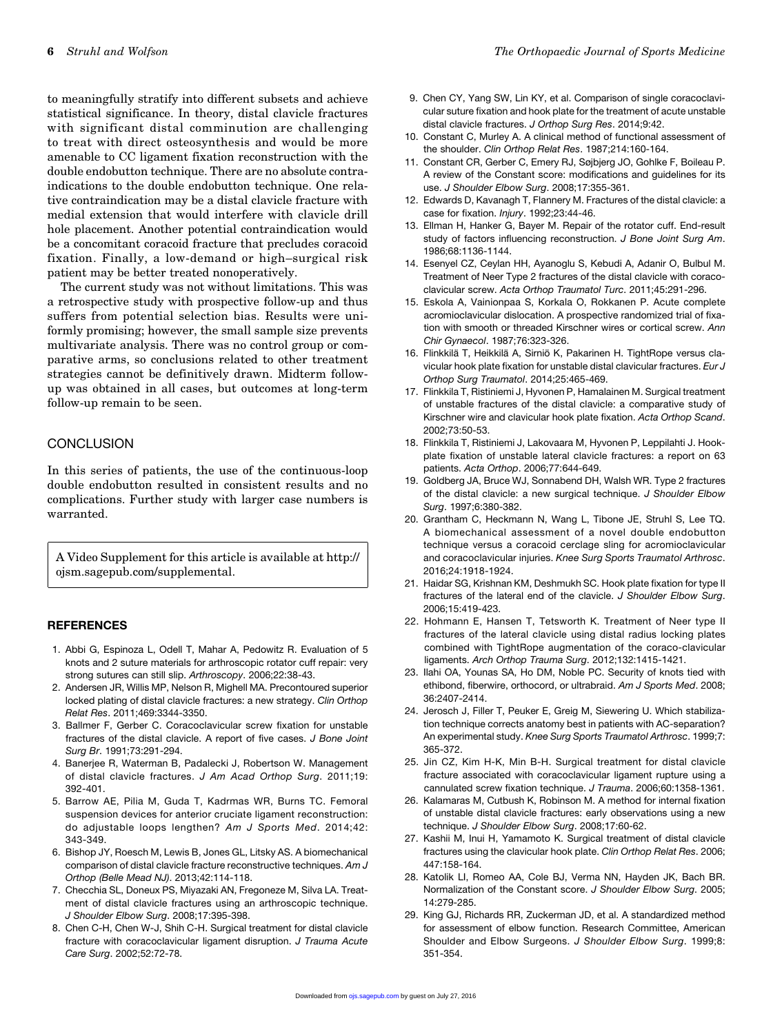to meaningfully stratify into different subsets and achieve statistical significance. In theory, distal clavicle fractures with significant distal comminution are challenging to treat with direct osteosynthesis and would be more amenable to CC ligament fixation reconstruction with the double endobutton technique. There are no absolute contraindications to the double endobutton technique. One relative contraindication may be a distal clavicle fracture with medial extension that would interfere with clavicle drill hole placement. Another potential contraindication would be a concomitant coracoid fracture that precludes coracoid fixation. Finally, a low-demand or high–surgical risk patient may be better treated nonoperatively.

The current study was not without limitations. This was a retrospective study with prospective follow-up and thus suffers from potential selection bias. Results were uniformly promising; however, the small sample size prevents multivariate analysis. There was no control group or comparative arms, so conclusions related to other treatment strategies cannot be definitively drawn. Midterm follow-up was obtained in all cases, but outcomes at long-term follow-up remain to be seen.

## CONCLUSION

In this series of patients, the use of the continuous-loop double endobutton resulted in consistent results and no complications. Further study with larger case numbers is warranted.

A Video Supplement for this article is available at http://ojsm.sagepub.com/supplemental.

## REFERENCES

1. Abbi G, Espinoza L, Odell T, Mahar A, Pedowitz R. Evaluation of 5 knots and 2 suture materials for arthroscopic rotator cuff repair: very strong sutures can still slip. *Arthroscopy*. 2006;22:38-43.
2. Andersen JR, Willis MP, Nelson R, Mighell MA. Precontoured superior locked plating of distal clavicle fractures: a new strategy. *Clin Orthop Relat Res*. 2011;469:3344-3350.
3. Ballmer F, Gerber C. Coracoclavicular screw fixation for unstable fractures of the distal clavicle. A report of five cases. *J Bone Joint Surg Br*. 1991;73:291-294.
4. Banerjee R, Waterman B, Padalecki J, Robertson W. Management of distal clavicle fractures. *J Am Acad Orthop Surg*. 2011;19:392-401.
5. Barrow AE, Pilia M, Guda T, Kadrmas WR, Burns TC. Femoral suspension devices for anterior cruciate ligament reconstruction: do adjustable loops lengthen? *Am J Sports Med*. 2014;42:343-349.
6. Bishop JY, Roesch M, Lewis B, Jones GL, Litsky AS. A biomechanical comparison of distal clavicle fracture reconstructive techniques. *Am J Orthop (Belle Mead NJ)*. 2013;42:114-118.
7. Checchia SL, Doneux PS, Miyazaki AN, Fregoneze M, Silva LA. Treatment of distal clavicle fractures using an arthroscopic technique. *J Shoulder Elbow Surg*. 2008;17:395-398.
8. Chen C-H, Chen W-J, Shih C-H. Surgical treatment for distal clavicle fracture with coracoclavicular ligament disruption. *J Trauma Acute Care Surg*. 2002;52:72-78.
9. Chen CY, Yang SW, Lin KY, et al. Comparison of single coracoclavicular suture fixation and hook plate for the treatment of acute unstable distal clavicle fractures. *J Orthop Surg Res*. 2014;9:42.
10. Constant C, Murley A. A clinical method of functional assessment of the shoulder. *Clin Orthop Relat Res*. 1987;214:160-164.
11. Constant CR, Gerber C, Emery RJ, Søjbjerg JO, Gohlke F, Boileau P. A review of the Constant score: modifications and guidelines for its use. *J Shoulder Elbow Surg*. 2008;17:355-361.
12. Edwards D, Kavanagh T, Flannery M. Fractures of the distal clavicle: a case for fixation. *Injury*. 1992;23:44-46.
13. Ellman H, Hanker G, Bayer M. Repair of the rotator cuff. End-result study of factors influencing reconstruction. *J Bone Joint Surg Am*. 1986;68:1136-1144.
14. Esenyel CZ, Ceylan HH, Ayanoglu S, Kebudi A, Adanir O, Bulbul M. Treatment of Neer Type 2 fractures of the distal clavicle with coracoclavicular screw. *Acta Orthop Traumatol Turc*. 2011;45:291-296.
15. Eskola A, Vainionpaa S, Korkala O, Rokkanen P. Acute complete acromioclavicular dislocation. A prospective randomized trial of fixation with smooth or threaded Kirschner wires or cortical screw. *Ann Chir Gynaecol*. 1987;76:323-326.
16. Flinkkilä T, Heikkilä A, Sirniö K, Pakarinen H. TightRope versus clavicular hook plate fixation for unstable distal clavicular fractures. *Eur J Orthop Surg Traumatol*. 2014;25:465-469.
17. Flinkkila T, Ristiniemi J, Hyvonen P, Hamalainen M. Surgical treatment of unstable fractures of the distal clavicle: a comparative study of Kirschner wire and clavicular hook plate fixation. *Acta Orthop Scand*. 2002;73:50-53.
18. Flinkkila T, Ristiniemi J, Lakovaara M, Hyvonen P, Leppilahti J. Hook-plate fixation of unstable lateral clavicle fractures: a report on 63 patients. *Acta Orthop*. 2006;77:644-649.
19. Goldberg JA, Bruce WJ, Sonnabend DH, Walsh WR. Type 2 fractures of the distal clavicle: a new surgical technique. *J Shoulder Elbow Surg*. 1997;6:380-382.
20. Grantham C, Heckmann N, Wang L, Tibone JE, Struhl S, Lee TQ. A biomechanical assessment of a novel double endobutton technique versus a coracoid cerclage sling for acromioclavicular and coracoclavicular injuries. *Knee Surg Sports Traumatol Arthrosc*. 2016;24:1918-1924.
21. Haidar SG, Krishnan KM, Deshmukh SC. Hook plate fixation for type II fractures of the lateral end of the clavicle. *J Shoulder Elbow Surg*. 2006;15:419-423.
22. Hohmann E, Hansen T, Tetsworth K. Treatment of Neer type II fractures of the lateral clavicle using distal radius locking plates combined with TightRope augmentation of the coraco-clavicular ligaments. *Arch Orthop Trauma Surg*. 2012;132:1415-1421.
23. Ilahi OA, Younas SA, Ho DM, Noble PC. Security of knots tied with ethibond, fiberwire, orthocord, or ultrabraid. *Am J Sports Med*. 2008;36:2407-2414.
24. Jerosch J, Filler T, Peuker E, Greig M, Siewering U. Which stabilization technique corrects anatomy best in patients with AC-separation? An experimental study. *Knee Surg Sports Traumatol Arthrosc*. 1999;7:365-372.
25. Jin CZ, Kim H-K, Min B-H. Surgical treatment for distal clavicle fracture associated with coracoclavicular ligament rupture using a cannulated screw fixation technique. *J Trauma*. 2006;60:1358-1361.
26. Kalamaras M, Cutbush K, Robinson M. A method for internal fixation of unstable distal clavicle fractures: early observations using a new technique. *J Shoulder Elbow Surg*. 2008;17:60-62.
27. Kashii M, Inui H, Yamamoto K. Surgical treatment of distal clavicle fractures using the clavicular hook plate. *Clin Orthop Relat Res*. 2006;447:158-164.
28. Katolik LI, Romeo AA, Cole BJ, Verma NN, Hayden JK, Bach BR. Normalization of the Constant score. *J Shoulder Elbow Surg*. 2005;14:279-285.
29. King GJ, Richards RR, Zuckerman JD, et al. A standardized method for assessment of elbow function. Research Committee, American Shoulder and Elbow Surgeons. *J Shoulder Elbow Surg*. 1999;8:351-354.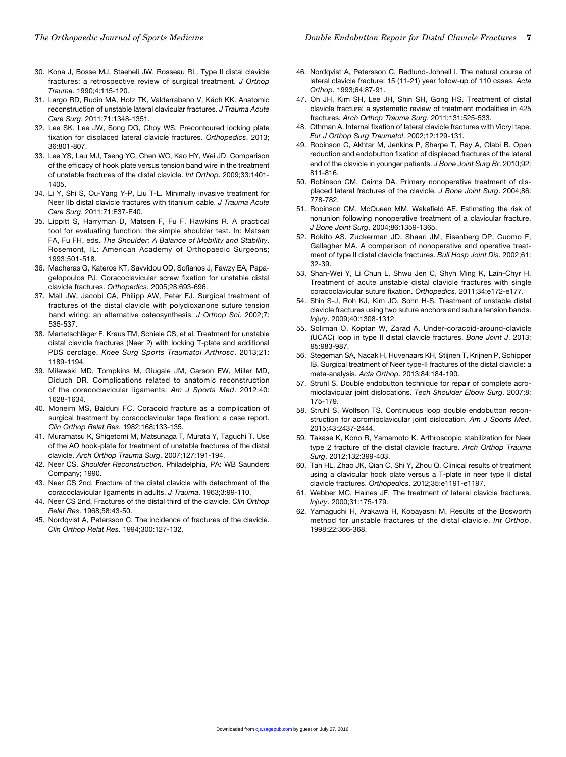30. Kona J, Bosse MJ, Staeheli JW, Rosseau RL. Type II distal clavicle fractures: a retrospective review of surgical treatment. *J Orthop Trauma*. 1990;4:115-120.
31. Largo RD, Rudin MA, Hotz TK, Valderrabano V, Käch KK. Anatomic reconstruction of unstable lateral clavicular fractures. *J Trauma Acute Care Surg*. 2011;71:1348-1351.
32. Lee SK, Lee JW, Song DG, Choy WS. Precontoured locking plate fixation for displaced lateral clavicle fractures. *Orthopedics*. 2013; 36:801-807.
33. Lee YS, Lau MJ, Tseng YC, Chen WC, Kao HY, Wei JD. Comparison of the efficacy of hook plate versus tension band wire in the treatment of unstable fractures of the distal clavicle. *Int Orthop*. 2009;33:1401-1405.
34. Li Y, Shi S, Ou-Yang Y-P, Liu T-L. Minimally invasive treatment for Neer IIb distal clavicle fractures with titanium cable. *J Trauma Acute Care Surg*. 2011;71:E37-E40.
35. Lippitt S, Harryman D, Matsen F, Fu F, Hawkins R. A practical tool for evaluating function: the simple shoulder test. In: Matsen FA, Fu FH, eds. *The Shoulder: A Balance of Mobility and Stability*. Rosemont, IL: American Academy of Orthopaedic Surgeons; 1993:501-518.
36. Macheras G, Kateros KT, Savvidou OD, Sofianos J, Fawzy EA, Papagelopoulos PJ. Coracoclavicular screw fixation for unstable distal clavicle fractures. *Orthopedics*. 2005;28:693-696.
37. Mall JW, Jacobi CA, Philipp AW, Peter FJ. Surgical treatment of fractures of the distal clavicle with polydioxanone suture tension band wiring: an alternative osteosynthesis. *J Orthop Sci*. 2002;7: 535-537.
38. Martetschläger F, Kraus TM, Schiele CS, et al. Treatment for unstable distal clavicle fractures (Neer 2) with locking T-plate and additional PDS cerclage. *Knee Surg Sports Traumatol Arthrosc*. 2013;21: 1189-1194.
39. Milewski MD, Tompkins M, Giugale JM, Carson EW, Miller MD, Diduch DR. Complications related to anatomic reconstruction of the coracoclavicular ligaments. *Am J Sports Med*. 2012;40: 1628-1634.
40. Moneim MS, Balduni FC. Coracoid fracture as a complication of surgical treatment by coracoclavicular tape fixation: a case report. *Clin Orthop Relat Res*. 1982;168:133-135.
41. Muramatsu K, Shigetomi M, Matsunaga T, Murata Y, Taguchi T. Use of the AO hook-plate for treatment of unstable fractures of the distal clavicle. *Arch Orthop Trauma Surg*. 2007;127:191-194.
42. Neer CS. *Shoulder Reconstruction*. Philadelphia, PA: WB Saunders Company; 1990.
43. Neer CS 2nd. Fracture of the distal clavicle with detachment of the coracoclavicular ligaments in adults. *J Trauma*. 1963;3:99-110.
44. Neer CS 2nd. Fractures of the distal third of the clavicle. *Clin Orthop Relat Res*. 1968;58:43-50.
45. Nordqvist A, Petersson C. The incidence of fractures of the clavicle. *Clin Orthop Relat Res*. 1994;300:127-132.
46. Nordqvist A, Petersson C, Redlund-Johnell I. The natural course of lateral clavicle fracture: 15 (11-21) year follow-up of 110 cases. *Acta Orthop*. 1993;64:87-91.
47. Oh JH, Kim SH, Lee JH, Shin SH, Gong HS. Treatment of distal clavicle fracture: a systematic review of treatment modalities in 425 fractures. *Arch Orthop Trauma Surg*. 2011;131:525-533.
48. Othman A. Internal fixation of lateral clavicle fractures with Vicryl tape. *Eur J Orthop Surg Traumatol*. 2002;12:129-131.
49. Robinson C, Akhtar M, Jenkins P, Sharpe T, Ray A, Olabi B. Open reduction and endobutton fixation of displaced fractures of the lateral end of the clavicle in younger patients. *J Bone Joint Surg Br*. 2010;92: 811-816.
50. Robinson CM, Cairns DA. Primary nonoperative treatment of displaced lateral fractures of the clavicle. *J Bone Joint Surg*. 2004;86: 778-782.
51. Robinson CM, McQueen MM, Wakefield AE. Estimating the risk of nonunion following nonoperative treatment of a clavicular fracture. *J Bone Joint Surg*. 2004;86:1359-1365.
52. Rokito AS, Zuckerman JD, Shaari JM, Eisenberg DP, Cuomo F, Gallagher MA. A comparison of nonoperative and operative treatment of type II distal clavicle fractures. *Bull Hosp Joint Dis*. 2002;61: 32-39.
53. Shan-Wei Y, Li Chun L, Shwu Jen C, Shyh Ming K, Lain-Chyr H. Treatment of acute unstable distal clavicle fractures with single coracoclavicular suture fixation. *Orthopedics*. 2011;34:e172-e177.
54. Shin S-J, Roh KJ, Kim JO, Sohn H-S. Treatment of unstable distal clavicle fractures using two suture anchors and suture tension bands. *Injury*. 2009;40:1308-1312.
55. Soliman O, Koptan W, Zarad A. Under-coracoid-around-clavicle (UCAC) loop in type II distal clavicle fractures. *Bone Joint J*. 2013; 95:983-987.
56. Stegeman SA, Nacak H, Huvenaars KH, Stijnen T, Krijnen P, Schipper IB. Surgical treatment of Neer type-II fractures of the distal clavicle: a meta-analysis. *Acta Orthop*. 2013;84:184-190.
57. Struhl S. Double endobutton technique for repair of complete acromioclavicular joint dislocations. *Tech Shoulder Elbow Surg*. 2007;8: 175-179.
58. Struhl S, Wolfson TS. Continuous loop double endobutton reconstruction for acromioclavicular joint dislocation. *Am J Sports Med*. 2015;43:2437-2444.
59. Takase K, Kono R, Yamamoto K. Arthroscopic stabilization for Neer type 2 fracture of the distal clavicle fracture. *Arch Orthop Trauma Surg*. 2012;132:399-403.
60. Tan HL, Zhao JK, Qian C, Shi Y, Zhou Q. Clinical results of treatment using a clavicular hook plate versus a T-plate in neer type II distal clavicle fractures. *Orthopedics*. 2012;35:e1191-e1197.
61. Webber MC, Haines JF. The treatment of lateral clavicle fractures. *Injury*. 2000;31:175-179.
62. Yamaguchi H, Arakawa H, Kobayashi M. Results of the Bosworth method for unstable fractures of the distal clavicle. *Int Orthop*. 1998;22:366-368.